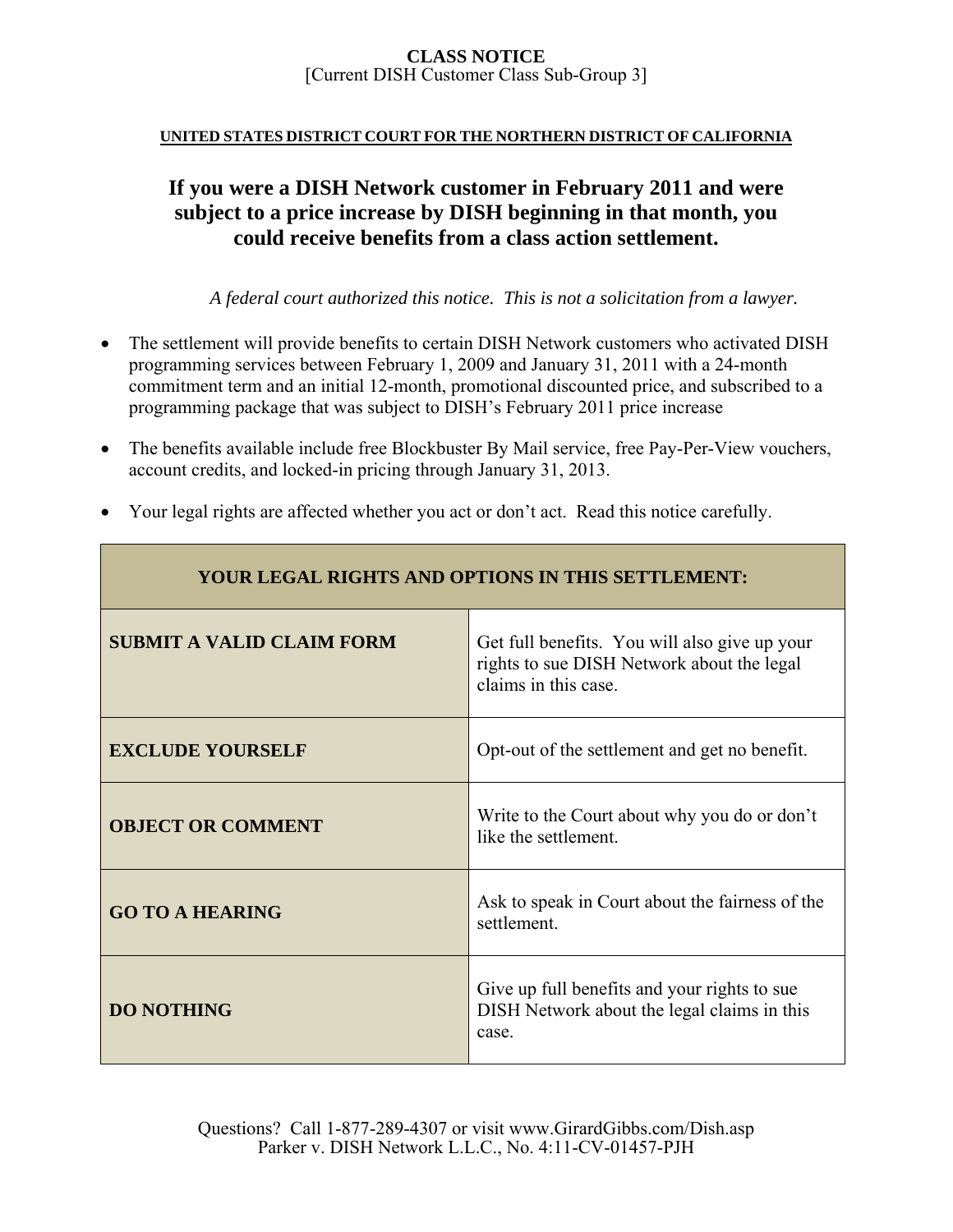**CLASS NOTICE**
[Current DISH Customer Class Sub-Group 3]

**UNITED STATES DISTRICT COURT FOR THE NORTHERN DISTRICT OF CALIFORNIA**

# If you were a DISH Network customer in February 2011 and were subject to a price increase by DISH beginning in that month, you could receive benefits from a class action settlement.

*A federal court authorized this notice. This is not a solicitation from a lawyer.*

- The settlement will provide benefits to certain DISH Network customers who activated DISH programming services between February 1, 2009 and January 31, 2011 with a 24-month commitment term and an initial 12-month, promotional discounted price, and subscribed to a programming package that was subject to DISH's February 2011 price increase
- The benefits available include free Blockbuster By Mail service, free Pay-Per-View vouchers, account credits, and locked-in pricing through January 31, 2013.
- Your legal rights are affected whether you act or don't act. Read this notice carefully.

| YOUR LEGAL RIGHTS AND OPTIONS IN THIS SETTLEMENT: | |
|---|---|
| **SUBMIT A VALID CLAIM FORM** | Get full benefits. You will also give up your rights to sue DISH Network about the legal claims in this case. |
| **EXCLUDE YOURSELF** | Opt-out of the settlement and get no benefit. |
| **OBJECT OR COMMENT** | Write to the Court about why you do or don't like the settlement. |
| **GO TO A HEARING** | Ask to speak in Court about the fairness of the settlement. |
| **DO NOTHING** | Give up full benefits and your rights to sue DISH Network about the legal claims in this case. |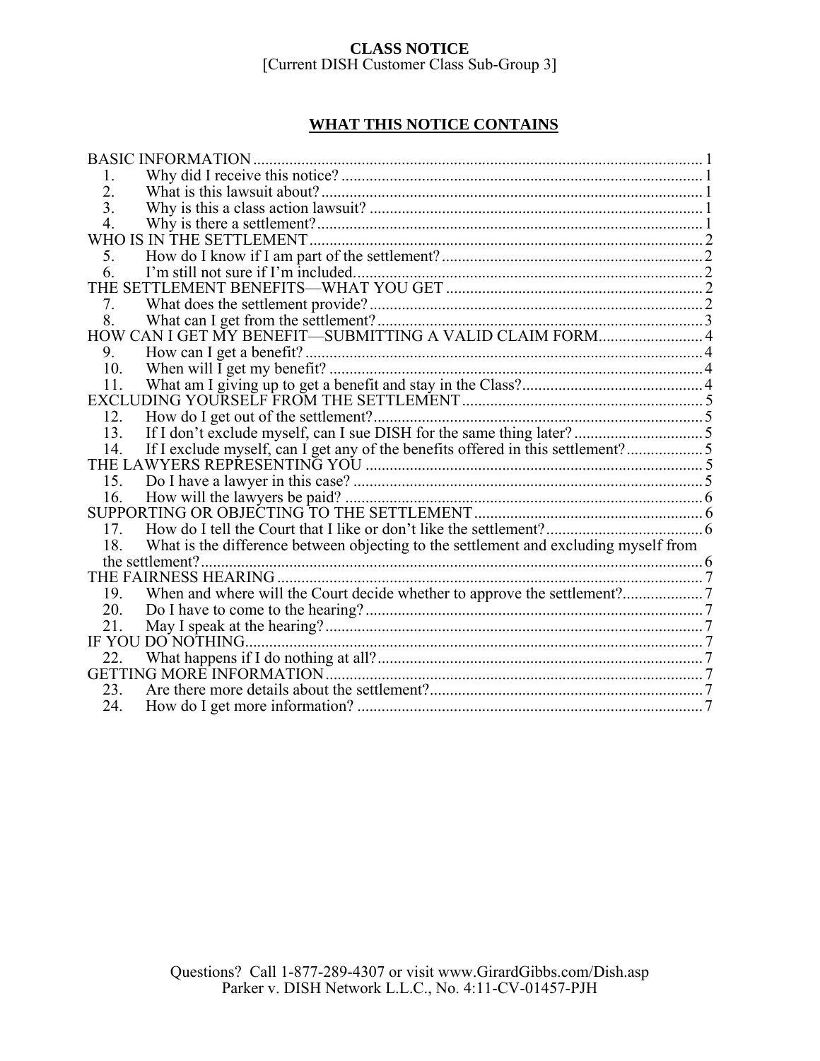**CLASS NOTICE**
[Current DISH Customer Class Sub-Group 3]

## WHAT THIS NOTICE CONTAINS

BASIC INFORMATION ........ 1
- 1. Why did I receive this notice? ........ 1
- 2. What is this lawsuit about? ........ 1
- 3. Why is this a class action lawsuit? ........ 1
- 4. Why is there a settlement? ........ 1

WHO IS IN THE SETTLEMENT ........ 2
- 5. How do I know if I am part of the settlement? ........ 2
- 6. I'm still not sure if I'm included. ........ 2

THE SETTLEMENT BENEFITS—WHAT YOU GET ........ 2
- 7. What does the settlement provide? ........ 2
- 8. What can I get from the settlement? ........ 3

HOW CAN I GET MY BENEFIT—SUBMITTING A VALID CLAIM FORM ........ 4
- 9. How can I get a benefit? ........ 4
- 10. When will I get my benefit? ........ 4
- 11. What am I giving up to get a benefit and stay in the Class? ........ 4

EXCLUDING YOURSELF FROM THE SETTLEMENT ........ 5
- 12. How do I get out of the settlement? ........ 5
- 13. If I don't exclude myself, can I sue DISH for the same thing later? ........ 5
- 14. If I exclude myself, can I get any of the benefits offered in this settlement? ........ 5

THE LAWYERS REPRESENTING YOU ........ 5
- 15. Do I have a lawyer in this case? ........ 5
- 16. How will the lawyers be paid? ........ 6

SUPPORTING OR OBJECTING TO THE SETTLEMENT ........ 6
- 17. How do I tell the Court that I like or don't like the settlement? ........ 6
- 18. What is the difference between objecting to the settlement and excluding myself from the settlement? ........ 6

THE FAIRNESS HEARING ........ 7
- 19. When and where will the Court decide whether to approve the settlement? ........ 7
- 20. Do I have to come to the hearing? ........ 7
- 21. May I speak at the hearing? ........ 7

IF YOU DO NOTHING ........ 7
- 22. What happens if I do nothing at all? ........ 7

GETTING MORE INFORMATION ........ 7
- 23. Are there more details about the settlement? ........ 7
- 24. How do I get more information? ........ 7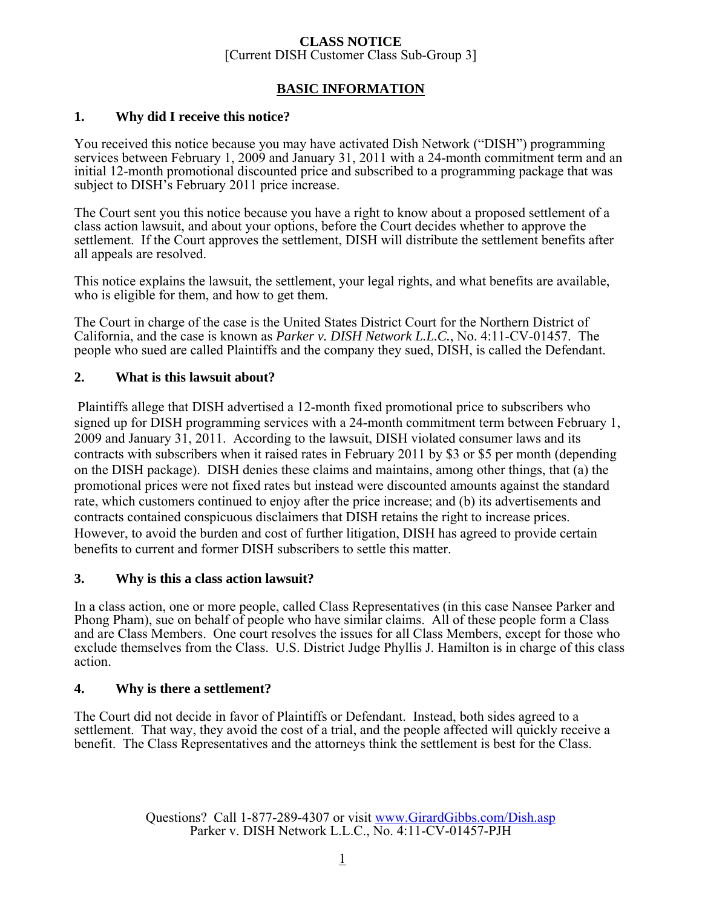**CLASS NOTICE**
[Current DISH Customer Class Sub-Group 3]

## BASIC INFORMATION

### 1. Why did I receive this notice?

You received this notice because you may have activated Dish Network ("DISH") programming services between February 1, 2009 and January 31, 2011 with a 24-month commitment term and an initial 12-month promotional discounted price and subscribed to a programming package that was subject to DISH's February 2011 price increase.

The Court sent you this notice because you have a right to know about a proposed settlement of a class action lawsuit, and about your options, before the Court decides whether to approve the settlement. If the Court approves the settlement, DISH will distribute the settlement benefits after all appeals are resolved.

This notice explains the lawsuit, the settlement, your legal rights, and what benefits are available, who is eligible for them, and how to get them.

The Court in charge of the case is the United States District Court for the Northern District of California, and the case is known as *Parker v. DISH Network L.L.C.*, No. 4:11-CV-01457. The people who sued are called Plaintiffs and the company they sued, DISH, is called the Defendant.

### 2. What is this lawsuit about?

Plaintiffs allege that DISH advertised a 12-month fixed promotional price to subscribers who signed up for DISH programming services with a 24-month commitment term between February 1, 2009 and January 31, 2011. According to the lawsuit, DISH violated consumer laws and its contracts with subscribers when it raised rates in February 2011 by $3 or $5 per month (depending on the DISH package). DISH denies these claims and maintains, among other things, that (a) the promotional prices were not fixed rates but instead were discounted amounts against the standard rate, which customers continued to enjoy after the price increase; and (b) its advertisements and contracts contained conspicuous disclaimers that DISH retains the right to increase prices. However, to avoid the burden and cost of further litigation, DISH has agreed to provide certain benefits to current and former DISH subscribers to settle this matter.

### 3. Why is this a class action lawsuit?

In a class action, one or more people, called Class Representatives (in this case Nansee Parker and Phong Pham), sue on behalf of people who have similar claims. All of these people form a Class and are Class Members. One court resolves the issues for all Class Members, except for those who exclude themselves from the Class. U.S. District Judge Phyllis J. Hamilton is in charge of this class action.

### 4. Why is there a settlement?

The Court did not decide in favor of Plaintiffs or Defendant. Instead, both sides agreed to a settlement. That way, they avoid the cost of a trial, and the people affected will quickly receive a benefit. The Class Representatives and the attorneys think the settlement is best for the Class.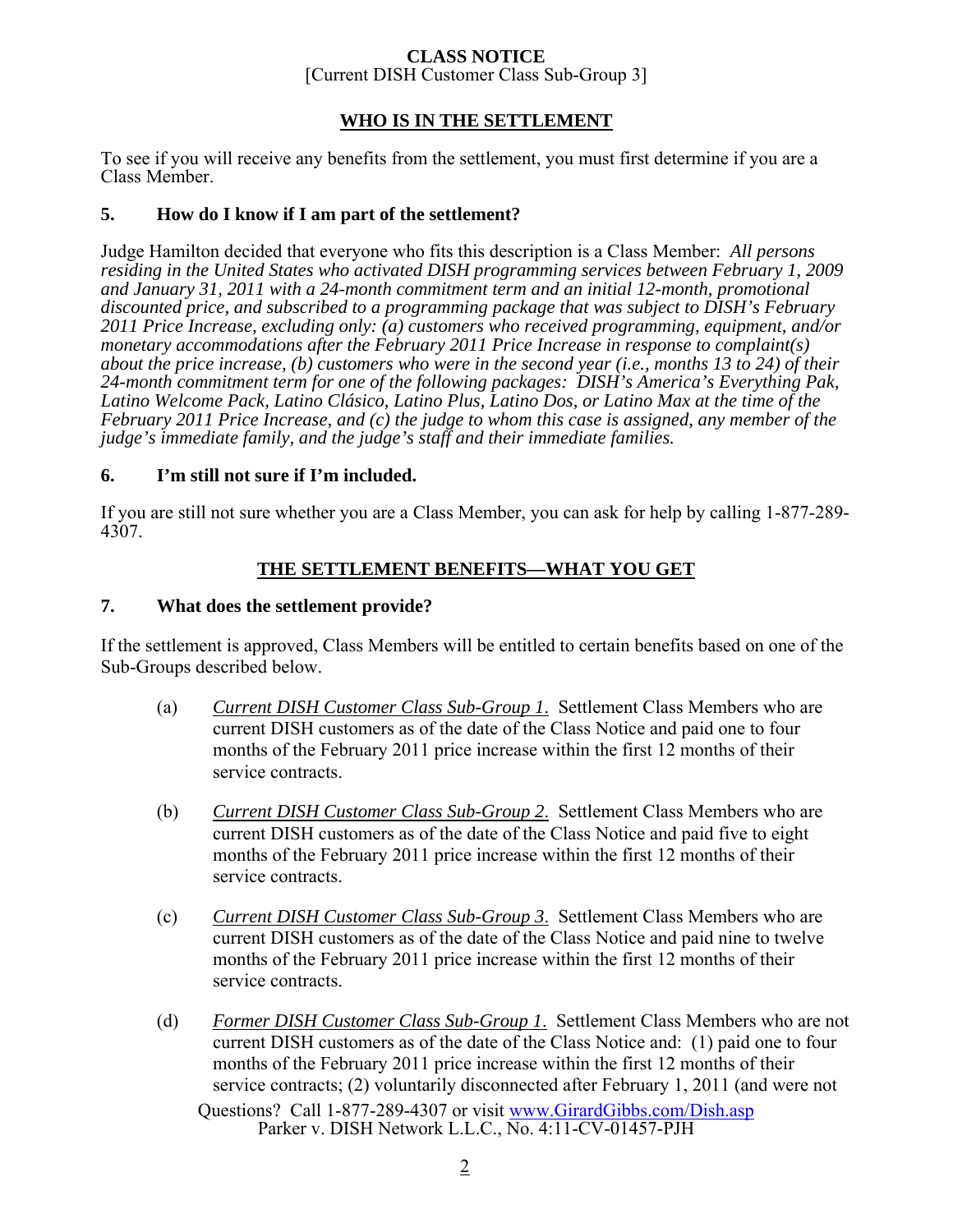**CLASS NOTICE**
[Current DISH Customer Class Sub-Group 3]

## WHO IS IN THE SETTLEMENT

To see if you will receive any benefits from the settlement, you must first determine if you are a Class Member.

### 5. How do I know if I am part of the settlement?

Judge Hamilton decided that everyone who fits this description is a Class Member: *All persons residing in the United States who activated DISH programming services between February 1, 2009 and January 31, 2011 with a 24-month commitment term and an initial 12-month, promotional discounted price, and subscribed to a programming package that was subject to DISH's February 2011 Price Increase, excluding only: (a) customers who received programming, equipment, and/or monetary accommodations after the February 2011 Price Increase in response to complaint(s) about the price increase, (b) customers who were in the second year (i.e., months 13 to 24) of their 24-month commitment term for one of the following packages: DISH's America's Everything Pak, Latino Welcome Pack, Latino Clásico, Latino Plus, Latino Dos, or Latino Max at the time of the February 2011 Price Increase, and (c) the judge to whom this case is assigned, any member of the judge's immediate family, and the judge's staff and their immediate families.*

### 6. I'm still not sure if I'm included.

If you are still not sure whether you are a Class Member, you can ask for help by calling 1-877-289-4307.

## THE SETTLEMENT BENEFITS—WHAT YOU GET

### 7. What does the settlement provide?

If the settlement is approved, Class Members will be entitled to certain benefits based on one of the Sub-Groups described below.

(a) *Current DISH Customer Class Sub-Group 1*. Settlement Class Members who are current DISH customers as of the date of the Class Notice and paid one to four months of the February 2011 price increase within the first 12 months of their service contracts.

(b) *Current DISH Customer Class Sub-Group 2*. Settlement Class Members who are current DISH customers as of the date of the Class Notice and paid five to eight months of the February 2011 price increase within the first 12 months of their service contracts.

(c) *Current DISH Customer Class Sub-Group 3*. Settlement Class Members who are current DISH customers as of the date of the Class Notice and paid nine to twelve months of the February 2011 price increase within the first 12 months of their service contracts.

(d) *Former DISH Customer Class Sub-Group 1*. Settlement Class Members who are not current DISH customers as of the date of the Class Notice and: (1) paid one to four months of the February 2011 price increase within the first 12 months of their service contracts; (2) voluntarily disconnected after February 1, 2011 (and were not

Questions? Call 1-877-289-4307 or visit www.GirardGibbs.com/Dish.asp
Parker v. DISH Network L.L.C., No. 4:11-CV-01457-PJH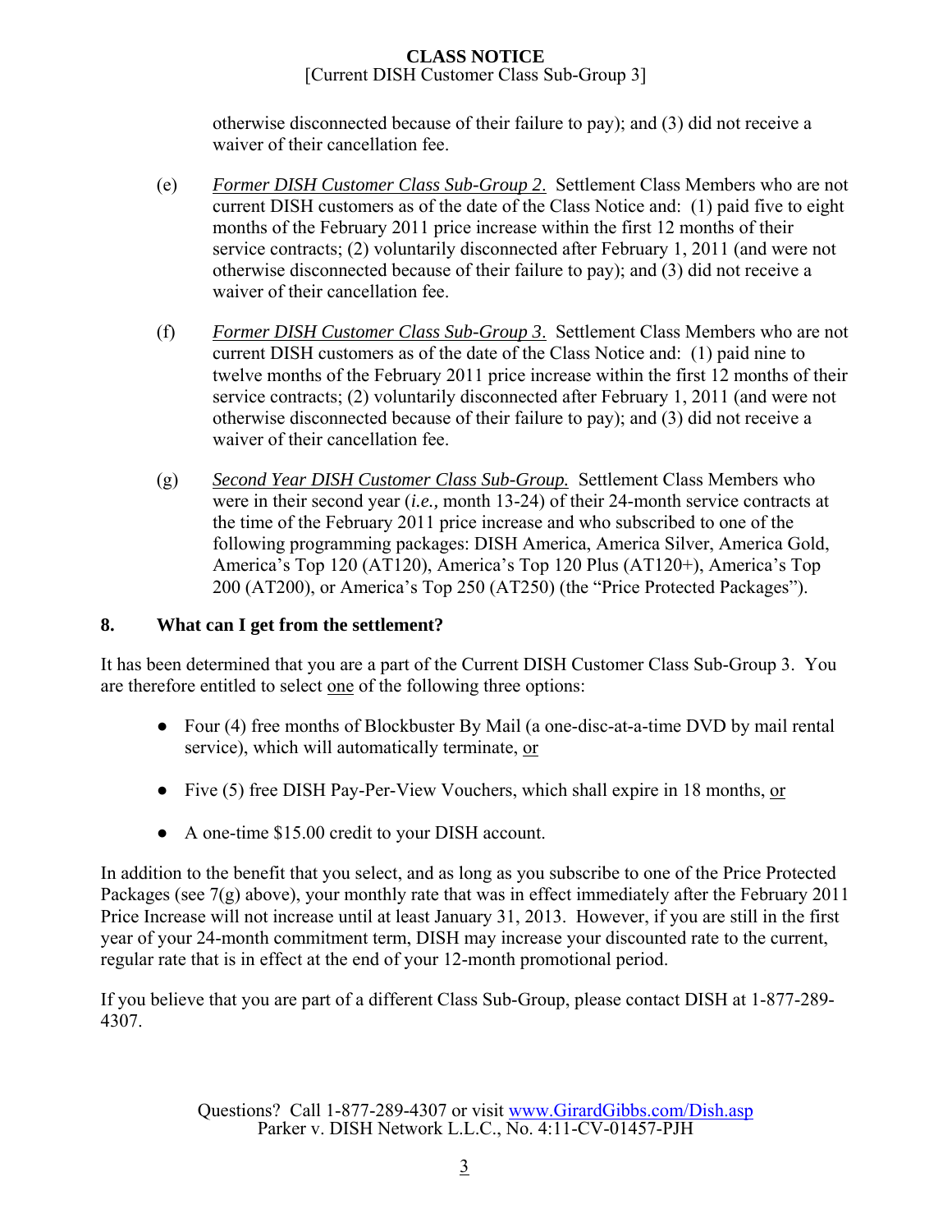otherwise disconnected because of their failure to pay); and (3) did not receive a waiver of their cancellation fee.

(e) *Former DISH Customer Class Sub-Group 2*. Settlement Class Members who are not current DISH customers as of the date of the Class Notice and: (1) paid five to eight months of the February 2011 price increase within the first 12 months of their service contracts; (2) voluntarily disconnected after February 1, 2011 (and were not otherwise disconnected because of their failure to pay); and (3) did not receive a waiver of their cancellation fee.

(f) *Former DISH Customer Class Sub-Group 3*. Settlement Class Members who are not current DISH customers as of the date of the Class Notice and: (1) paid nine to twelve months of the February 2011 price increase within the first 12 months of their service contracts; (2) voluntarily disconnected after February 1, 2011 (and were not otherwise disconnected because of their failure to pay); and (3) did not receive a waiver of their cancellation fee.

(g) *Second Year DISH Customer Class Sub-Group.* Settlement Class Members who were in their second year (*i.e.,* month 13-24) of their 24-month service contracts at the time of the February 2011 price increase and who subscribed to one of the following programming packages: DISH America, America Silver, America Gold, America's Top 120 (AT120), America's Top 120 Plus (AT120+), America's Top 200 (AT200), or America's Top 250 (AT250) (the "Price Protected Packages").

## 8. What can I get from the settlement?

It has been determined that you are a part of the Current DISH Customer Class Sub-Group 3. You are therefore entitled to select one of the following three options:

- Four (4) free months of Blockbuster By Mail (a one-disc-at-a-time DVD by mail rental service), which will automatically terminate, or
- Five (5) free DISH Pay-Per-View Vouchers, which shall expire in 18 months, or
- A one-time $15.00 credit to your DISH account.

In addition to the benefit that you select, and as long as you subscribe to one of the Price Protected Packages (see 7(g) above), your monthly rate that was in effect immediately after the February 2011 Price Increase will not increase until at least January 31, 2013. However, if you are still in the first year of your 24-month commitment term, DISH may increase your discounted rate to the current, regular rate that is in effect at the end of your 12-month promotional period.

If you believe that you are part of a different Class Sub-Group, please contact DISH at 1-877-289-4307.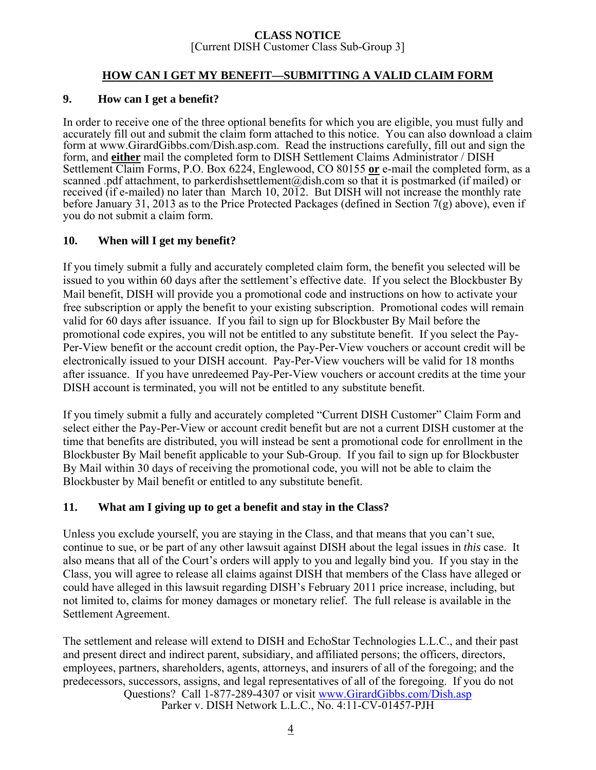**CLASS NOTICE**
[Current DISH Customer Class Sub-Group 3]

## HOW CAN I GET MY BENEFIT—SUBMITTING A VALID CLAIM FORM

### 9. How can I get a benefit?

In order to receive one of the three optional benefits for which you are eligible, you must fully and accurately fill out and submit the claim form attached to this notice. You can also download a claim form at www.GirardGibbs.com/Dish.asp.com. Read the instructions carefully, fill out and sign the form, and **either** mail the completed form to DISH Settlement Claims Administrator / DISH Settlement Claim Forms, P.O. Box 6224, Englewood, CO 80155 **or** e-mail the completed form, as a scanned .pdf attachment, to parkerdishsettlement@dish.com so that it is postmarked (if mailed) or received (if e-mailed) no later than March 10, 2012. But DISH will not increase the monthly rate before January 31, 2013 as to the Price Protected Packages (defined in Section 7(g) above), even if you do not submit a claim form.

### 10. When will I get my benefit?

If you timely submit a fully and accurately completed claim form, the benefit you selected will be issued to you within 60 days after the settlement's effective date. If you select the Blockbuster By Mail benefit, DISH will provide you a promotional code and instructions on how to activate your free subscription or apply the benefit to your existing subscription. Promotional codes will remain valid for 60 days after issuance. If you fail to sign up for Blockbuster By Mail before the promotional code expires, you will not be entitled to any substitute benefit. If you select the Pay-Per-View benefit or the account credit option, the Pay-Per-View vouchers or account credit will be electronically issued to your DISH account. Pay-Per-View vouchers will be valid for 18 months after issuance. If you have unredeemed Pay-Per-View vouchers or account credits at the time your DISH account is terminated, you will not be entitled to any substitute benefit.

If you timely submit a fully and accurately completed "Current DISH Customer" Claim Form and select either the Pay-Per-View or account credit benefit but are not a current DISH customer at the time that benefits are distributed, you will instead be sent a promotional code for enrollment in the Blockbuster By Mail benefit applicable to your Sub-Group. If you fail to sign up for Blockbuster By Mail within 30 days of receiving the promotional code, you will not be able to claim the Blockbuster by Mail benefit or entitled to any substitute benefit.

### 11. What am I giving up to get a benefit and stay in the Class?

Unless you exclude yourself, you are staying in the Class, and that means that you can't sue, continue to sue, or be part of any other lawsuit against DISH about the legal issues in *this* case. It also means that all of the Court's orders will apply to you and legally bind you. If you stay in the Class, you will agree to release all claims against DISH that members of the Class have alleged or could have alleged in this lawsuit regarding DISH's February 2011 price increase, including, but not limited to, claims for money damages or monetary relief. The full release is available in the Settlement Agreement.

The settlement and release will extend to DISH and EchoStar Technologies L.L.C., and their past and present direct and indirect parent, subsidiary, and affiliated persons; the officers, directors, employees, partners, shareholders, agents, attorneys, and insurers of all of the foregoing; and the predecessors, successors, assigns, and legal representatives of all of the foregoing. If you do not

Questions? Call 1-877-289-4307 or visit www.GirardGibbs.com/Dish.asp
Parker v. DISH Network L.L.C., No. 4:11-CV-01457-PJH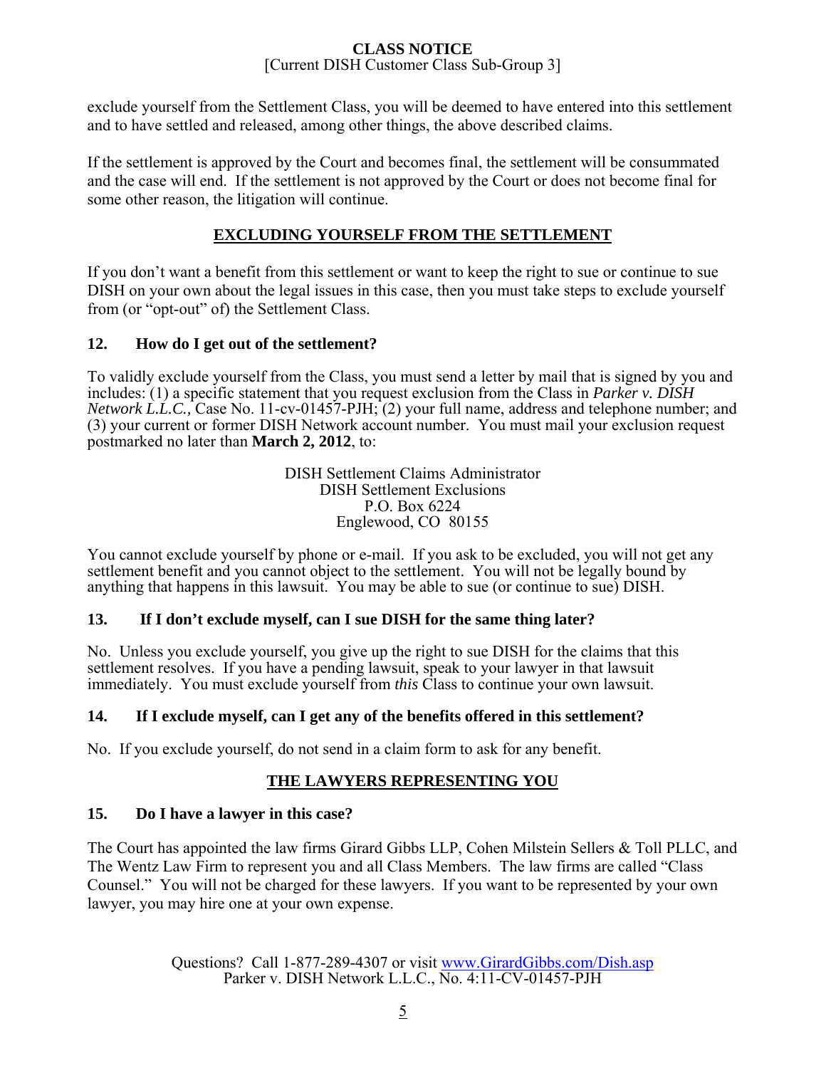exclude yourself from the Settlement Class, you will be deemed to have entered into this settlement and to have settled and released, among other things, the above described claims.

If the settlement is approved by the Court and becomes final, the settlement will be consummated and the case will end. If the settlement is not approved by the Court or does not become final for some other reason, the litigation will continue.

## EXCLUDING YOURSELF FROM THE SETTLEMENT

If you don't want a benefit from this settlement or want to keep the right to sue or continue to sue DISH on your own about the legal issues in this case, then you must take steps to exclude yourself from (or "opt-out" of) the Settlement Class.

### 12. How do I get out of the settlement?

To validly exclude yourself from the Class, you must send a letter by mail that is signed by you and includes: (1) a specific statement that you request exclusion from the Class in *Parker v. DISH Network L.L.C.*, Case No. 11-cv-01457-PJH; (2) your full name, address and telephone number; and (3) your current or former DISH Network account number. You must mail your exclusion request postmarked no later than **March 2, 2012**, to:

DISH Settlement Claims Administrator
DISH Settlement Exclusions
P.O. Box 6224
Englewood, CO 80155

You cannot exclude yourself by phone or e-mail. If you ask to be excluded, you will not get any settlement benefit and you cannot object to the settlement. You will not be legally bound by anything that happens in this lawsuit. You may be able to sue (or continue to sue) DISH.

### 13. If I don't exclude myself, can I sue DISH for the same thing later?

No. Unless you exclude yourself, you give up the right to sue DISH for the claims that this settlement resolves. If you have a pending lawsuit, speak to your lawyer in that lawsuit immediately. You must exclude yourself from *this* Class to continue your own lawsuit.

### 14. If I exclude myself, can I get any of the benefits offered in this settlement?

No. If you exclude yourself, do not send in a claim form to ask for any benefit.

## THE LAWYERS REPRESENTING YOU

### 15. Do I have a lawyer in this case?

The Court has appointed the law firms Girard Gibbs LLP, Cohen Milstein Sellers & Toll PLLC, and The Wentz Law Firm to represent you and all Class Members. The law firms are called "Class Counsel." You will not be charged for these lawyers. If you want to be represented by your own lawyer, you may hire one at your own expense.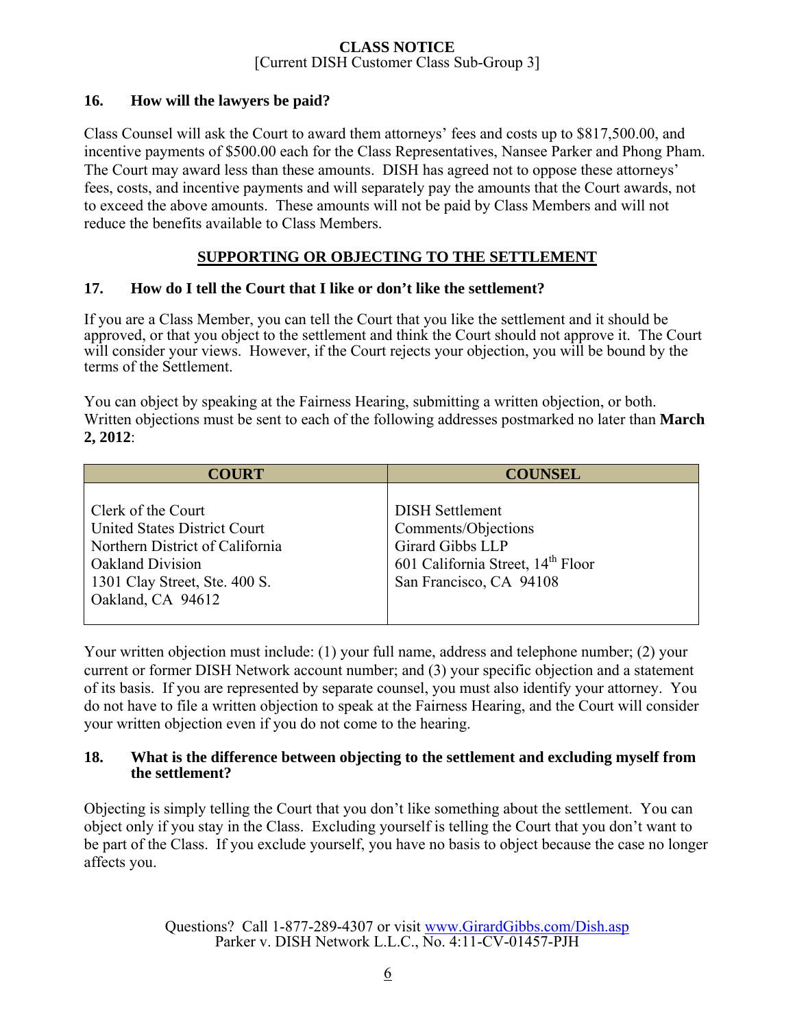# CLASS NOTICE
[Current DISH Customer Class Sub-Group 3]

### 16. How will the lawyers be paid?

Class Counsel will ask the Court to award them attorneys' fees and costs up to $817,500.00, and incentive payments of $500.00 each for the Class Representatives, Nansee Parker and Phong Pham. The Court may award less than these amounts. DISH has agreed not to oppose these attorneys' fees, costs, and incentive payments and will separately pay the amounts that the Court awards, not to exceed the above amounts. These amounts will not be paid by Class Members and will not reduce the benefits available to Class Members.

## SUPPORTING OR OBJECTING TO THE SETTLEMENT

### 17. How do I tell the Court that I like or don't like the settlement?

If you are a Class Member, you can tell the Court that you like the settlement and it should be approved, or that you object to the settlement and think the Court should not approve it. The Court will consider your views. However, if the Court rejects your objection, you will be bound by the terms of the Settlement.

You can object by speaking at the Fairness Hearing, submitting a written objection, or both. Written objections must be sent to each of the following addresses postmarked no later than **March 2, 2012**:

| COURT | COUNSEL |
|---|---|
| Clerk of the Court<br>United States District Court<br>Northern District of California<br>Oakland Division<br>1301 Clay Street, Ste. 400 S.<br>Oakland, CA 94612 | DISH Settlement<br>Comments/Objections<br>Girard Gibbs LLP<br>601 California Street, 14th Floor<br>San Francisco, CA 94108 |

Your written objection must include: (1) your full name, address and telephone number; (2) your current or former DISH Network account number; and (3) your specific objection and a statement of its basis. If you are represented by separate counsel, you must also identify your attorney. You do not have to file a written objection to speak at the Fairness Hearing, and the Court will consider your written objection even if you do not come to the hearing.

### 18. What is the difference between objecting to the settlement and excluding myself from the settlement?

Objecting is simply telling the Court that you don't like something about the settlement. You can object only if you stay in the Class. Excluding yourself is telling the Court that you don't want to be part of the Class. If you exclude yourself, you have no basis to object because the case no longer affects you.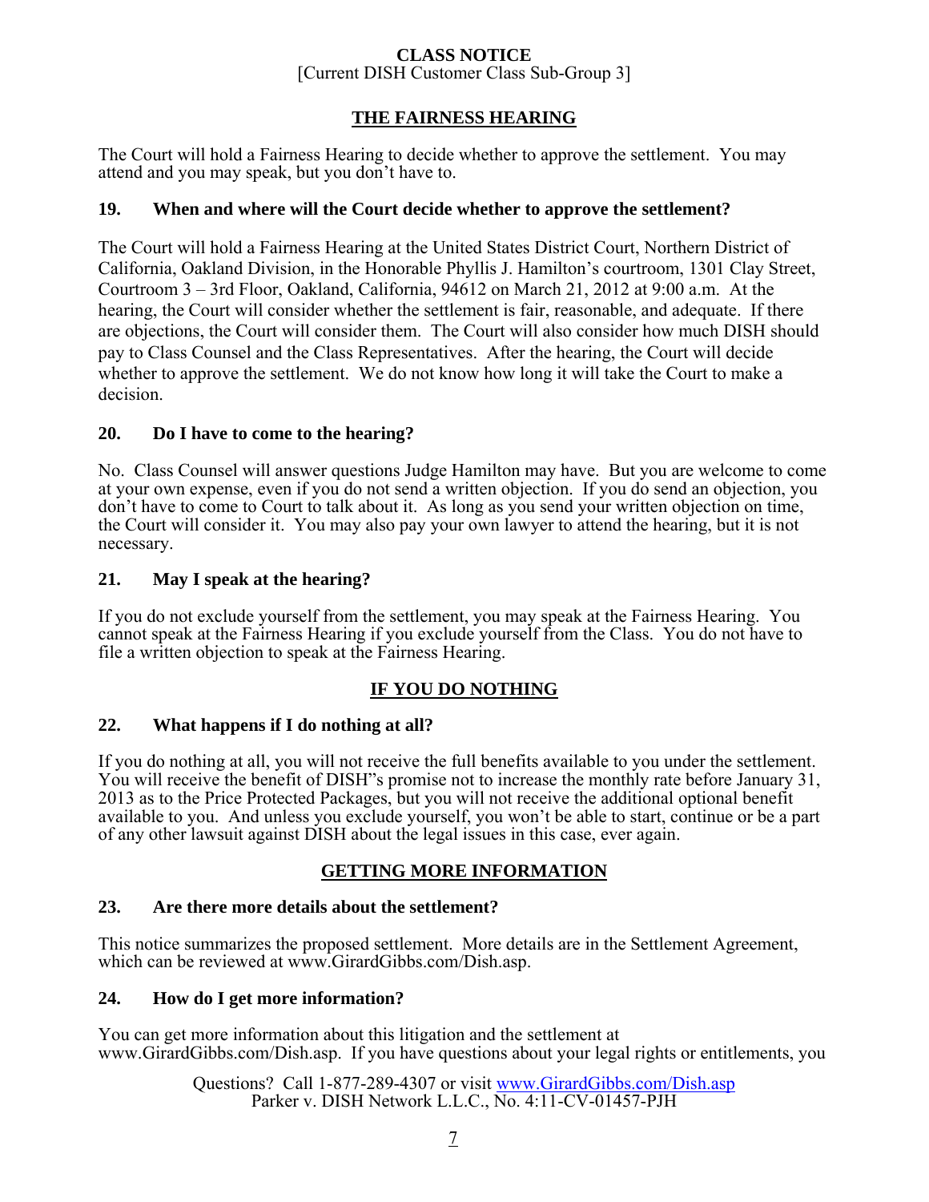## THE FAIRNESS HEARING

The Court will hold a Fairness Hearing to decide whether to approve the settlement. You may attend and you may speak, but you don't have to.

### 19. When and where will the Court decide whether to approve the settlement?

The Court will hold a Fairness Hearing at the United States District Court, Northern District of California, Oakland Division, in the Honorable Phyllis J. Hamilton's courtroom, 1301 Clay Street, Courtroom 3 – 3rd Floor, Oakland, California, 94612 on March 21, 2012 at 9:00 a.m. At the hearing, the Court will consider whether the settlement is fair, reasonable, and adequate. If there are objections, the Court will consider them. The Court will also consider how much DISH should pay to Class Counsel and the Class Representatives. After the hearing, the Court will decide whether to approve the settlement. We do not know how long it will take the Court to make a decision.

### 20. Do I have to come to the hearing?

No. Class Counsel will answer questions Judge Hamilton may have. But you are welcome to come at your own expense, even if you do not send a written objection. If you do send an objection, you don't have to come to Court to talk about it. As long as you send your written objection on time, the Court will consider it. You may also pay your own lawyer to attend the hearing, but it is not necessary.

### 21. May I speak at the hearing?

If you do not exclude yourself from the settlement, you may speak at the Fairness Hearing. You cannot speak at the Fairness Hearing if you exclude yourself from the Class. You do not have to file a written objection to speak at the Fairness Hearing.

## IF YOU DO NOTHING

### 22. What happens if I do nothing at all?

If you do nothing at all, you will not receive the full benefits available to you under the settlement. You will receive the benefit of DISH's promise not to increase the monthly rate before January 31, 2013 as to the Price Protected Packages, but you will not receive the additional optional benefit available to you. And unless you exclude yourself, you won't be able to start, continue or be a part of any other lawsuit against DISH about the legal issues in this case, ever again.

## GETTING MORE INFORMATION

### 23. Are there more details about the settlement?

This notice summarizes the proposed settlement. More details are in the Settlement Agreement, which can be reviewed at www.GirardGibbs.com/Dish.asp.

### 24. How do I get more information?

You can get more information about this litigation and the settlement at www.GirardGibbs.com/Dish.asp. If you have questions about your legal rights or entitlements, you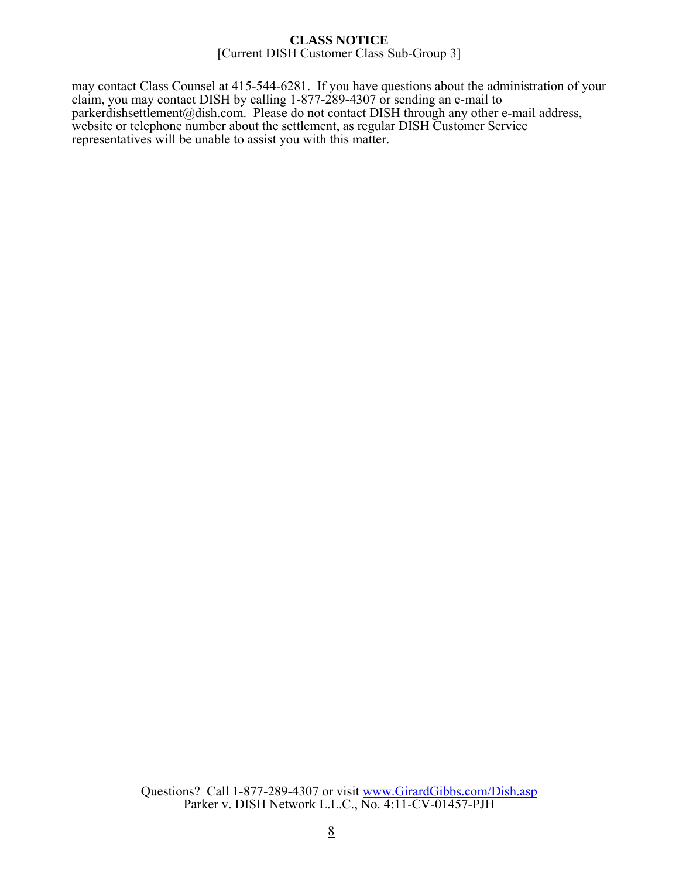may contact Class Counsel at 415-544-6281. If you have questions about the administration of your claim, you may contact DISH by calling 1-877-289-4307 or sending an e-mail to parkerdishsettlement@dish.com. Please do not contact DISH through any other e-mail address, website or telephone number about the settlement, as regular DISH Customer Service representatives will be unable to assist you with this matter.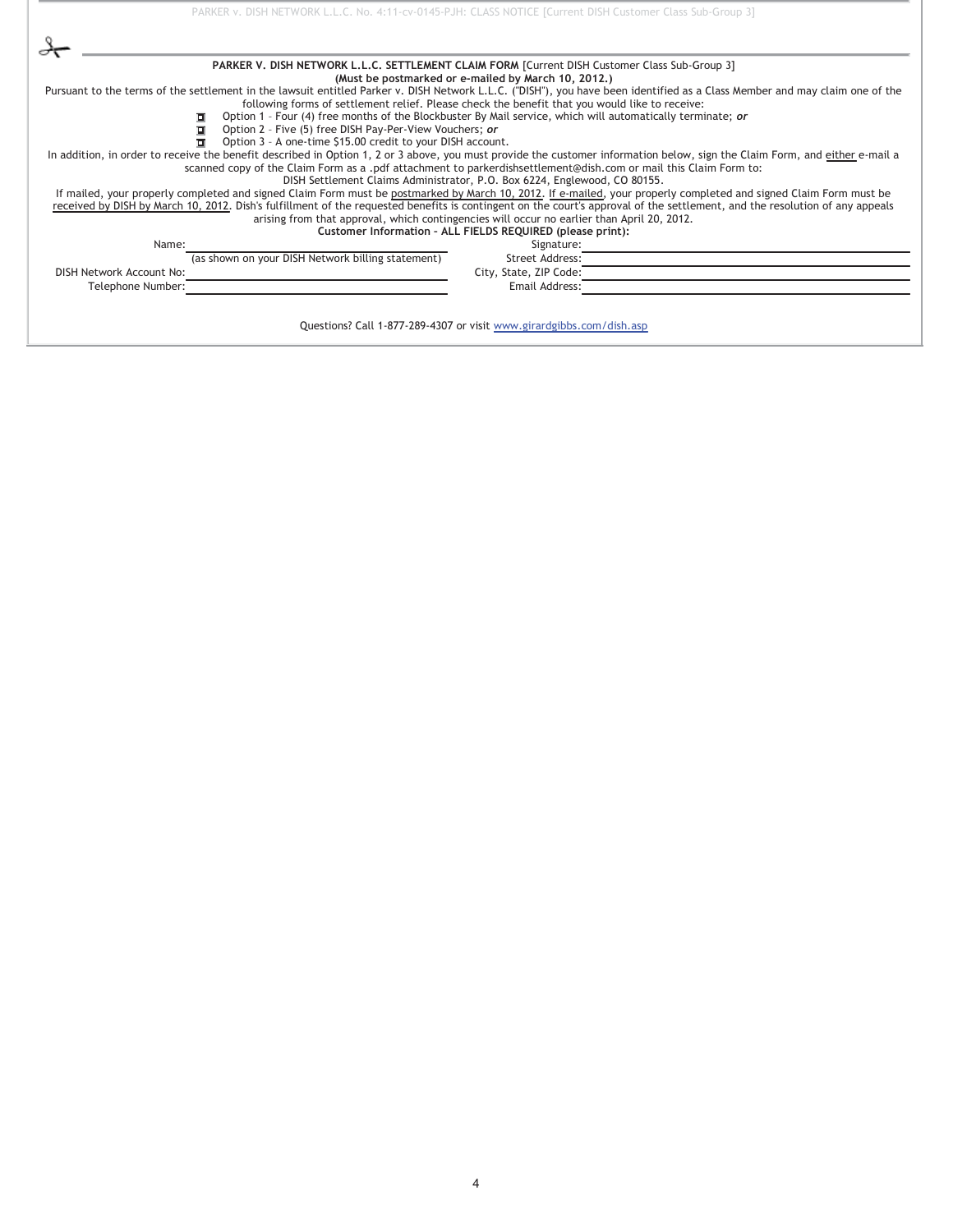**PARKER V. DISH NETWORK L.L.C. SETTLEMENT CLAIM FORM** [Current DISH Customer Class Sub-Group 3]

**(Must be postmarked or e-mailed by March 10, 2012.)**

Pursuant to the terms of the settlement in the lawsuit entitled Parker v. DISH Network L.L.C. ("DISH"), you have been identified as a Class Member and may claim one of the following forms of settlement relief. Please check the benefit that you would like to receive:

- ☐ Option 1 – Four (4) free months of the Blockbuster By Mail service, which will automatically terminate; ***or***
- ☐ Option 2 – Five (5) free DISH Pay-Per-View Vouchers; ***or***
- ☐ Option 3 – A one-time $15.00 credit to your DISH account.

In addition, in order to receive the benefit described in Option 1, 2 or 3 above, you must provide the customer information below, sign the Claim Form, and either e-mail a scanned copy of the Claim Form as a .pdf attachment to parkerdishsettlement@dish.com or mail this Claim Form to:

DISH Settlement Claims Administrator, P.O. Box 6224, Englewood, CO 80155.

If mailed, your properly completed and signed Claim Form must be postmarked by March 10, 2012. If e-mailed, your properly completed and signed Claim Form must be received by DISH by March 10, 2012. Dish's fulfillment of the requested benefits is contingent on the court's approval of the settlement, and the resolution of any appeals arising from that approval, which contingencies will occur no earlier than April 20, 2012.

**Customer Information – ALL FIELDS REQUIRED (please print):**

| | | | |
|---|---|---|---|
| Name: | ______________________ (as shown on your DISH Network billing statement) | Signature: | ______________________ |
| | | Street Address: | ______________________ |
| DISH Network Account No: | ______________________ | City, State, ZIP Code: | ______________________ |
| Telephone Number: | ______________________ | Email Address: | ______________________ |

Questions? Call 1-877-289-4307 or visit www.girardgibbs.com/dish.asp